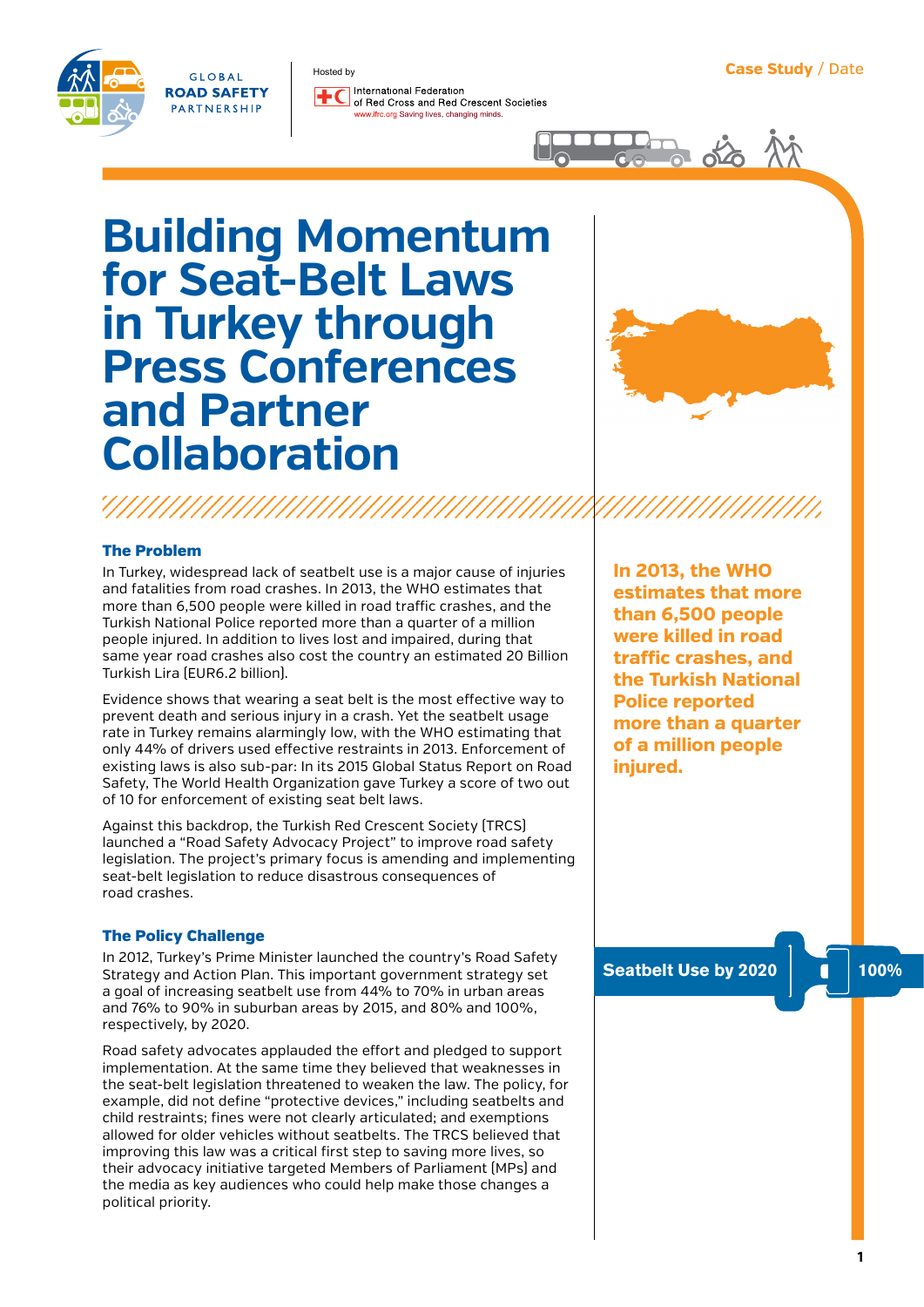Case Study / Date

# Building Momentum for Seat-Belt Laws in Turkey through Press Conferences and Partner Collaboration

### The Problem

In Turkey, widespread lack of seatbelt use is a major cause of injuries and fatalities from road crashes. In 2013, the WHO estimates that more than 6,500 people were killed in road traffic crashes, and the Turkish National Police reported more than a quarter of a million people injured. In addition to lives lost and impaired, during that same year road crashes also cost the country an estimated 20 Billion Turkish Lira (EUR6.2 billion).

Evidence shows that wearing a seat belt is the most effective way to prevent death and serious injury in a crash. Yet the seatbelt usage rate in Turkey remains alarmingly low, with the WHO estimating that only 44% of drivers used effective restraints in 2013. Enforcement of existing laws is also sub-par: In its 2015 Global Status Report on Road Safety, The World Health Organization gave Turkey a score of two out of 10 for enforcement of existing seat belt laws.

Against this backdrop, the Turkish Red Crescent Society (TRCS) launched a "Road Safety Advocacy Project" to improve road safety legislation. The project's primary focus is amending and implementing seat-belt legislation to reduce disastrous consequences of road crashes.

**In 2013, the WHO estimates that more than 6,500 people were killed in road traffic crashes, and the Turkish National Police reported more than a quarter of a million people injured.**

### The Policy Challenge

In 2012, Turkey's Prime Minister launched the country's Road Safety Strategy and Action Plan. This important government strategy set a goal of increasing seatbelt use from 44% to 70% in urban areas and 76% to 90% in suburban areas by 2015, and 80% and 100%, respectively, by 2020.

Road safety advocates applauded the effort and pledged to support implementation. At the same time they believed that weaknesses in the seat-belt legislation threatened to weaken the law. The policy, for example, did not define "protective devices," including seatbelts and child restraints; fines were not clearly articulated; and exemptions allowed for older vehicles without seatbelts. The TRCS believed that improving this law was a critical first step to saving more lives, so their advocacy initiative targeted Members of Parliament (MPs) and the media as key audiences who could help make those changes a political priority.

**Seatbelt Use by 2020 — 100%**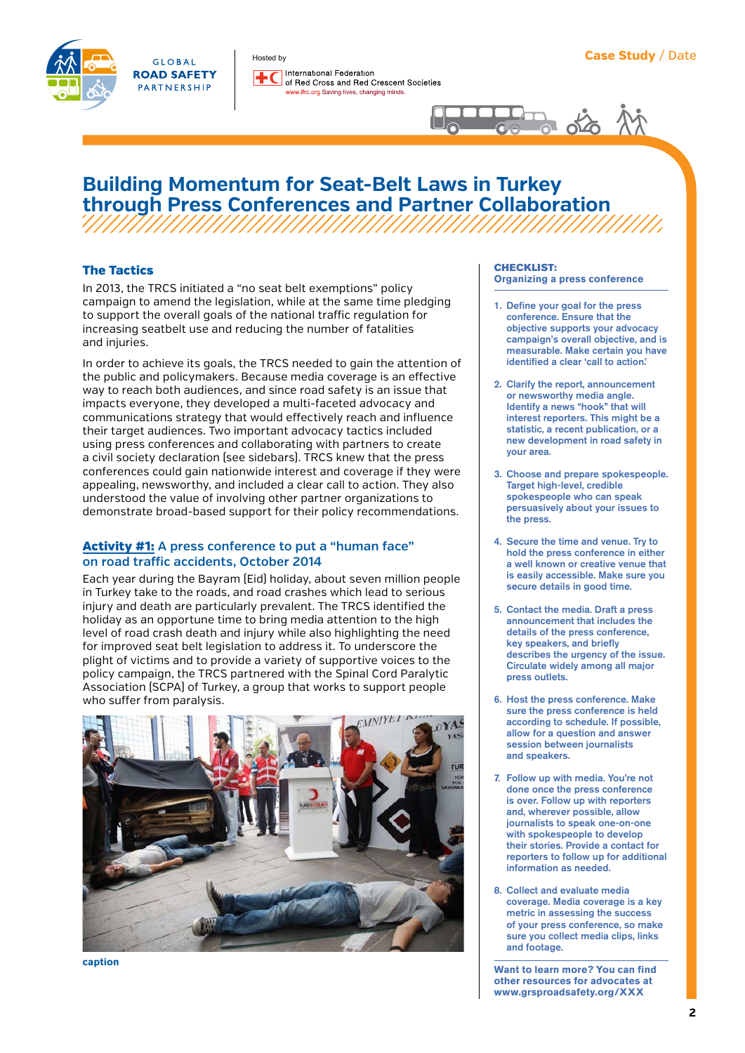# Building Momentum for Seat-Belt Laws in Turkey through Press Conferences and Partner Collaboration

## The Tactics

In 2013, the TRCS initiated a "no seat belt exemptions" policy campaign to amend the legislation, while at the same time pledging to support the overall goals of the national traffic regulation for increasing seatbelt use and reducing the number of fatalities and injuries.

In order to achieve its goals, the TRCS needed to gain the attention of the public and policymakers. Because media coverage is an effective way to reach both audiences, and since road safety is an issue that impacts everyone, they developed a multi-faceted advocacy and communications strategy that would effectively reach and influence their target audiences. Two important advocacy tactics included using press conferences and collaborating with partners to create a civil society declaration (see sidebars). TRCS knew that the press conferences could gain nationwide interest and coverage if they were appealing, newsworthy, and included a clear call to action. They also understood the value of involving other partner organizations to demonstrate broad-based support for their policy recommendations.

### Activity #1: A press conference to put a "human face" on road traffic accidents, October 2014

Each year during the Bayram (Eid) holiday, about seven million people in Turkey take to the roads, and road crashes which lead to serious injury and death are particularly prevalent. The TRCS identified the holiday as an opportune time to bring media attention to the high level of road crash death and injury while also highlighting the need for improved seat belt legislation to address it. To underscore the plight of victims and to provide a variety of supportive voices to the policy campaign, the TRCS partnered with the Spinal Cord Paralytic Association (SCPA) of Turkey, a group that works to support people who suffer from paralysis.

caption

**CHECKLIST: Organizing a press conference**

1. Define your goal for the press conference. Ensure that the objective supports your advocacy campaign's overall objective, and is measurable. Make certain you have identified a clear 'call to action.'
2. Clarify the report, announcement or newsworthy media angle. Identify a news "hook" that will interest reporters. This might be a statistic, a recent publication, or a new development in road safety in your area.
3. Choose and prepare spokespeople. Target high-level, credible spokespeople who can speak persuasively about your issues to the press.
4. Secure the time and venue. Try to hold the press conference in either a well known or creative venue that is easily accessible. Make sure you secure details in good time.
5. Contact the media. Draft a press announcement that includes the details of the press conference, key speakers, and briefly describes the urgency of the issue. Circulate widely among all major press outlets.
6. Host the press conference. Make sure the press conference is held according to schedule. If possible, allow for a question and answer session between journalists and speakers.
7. Follow up with media. You're not done once the press conference is over. Follow up with reporters and, wherever possible, allow journalists to speak one-on-one with spokespeople to develop their stories. Provide a contact for reporters to follow up for additional information as needed.
8. Collect and evaluate media coverage. Media coverage is a key metric in assessing the success of your press conference, so make sure you collect media clips, links and footage.

Want to learn more? You can find other resources for advocates at www.grsproadsafety.org/XXX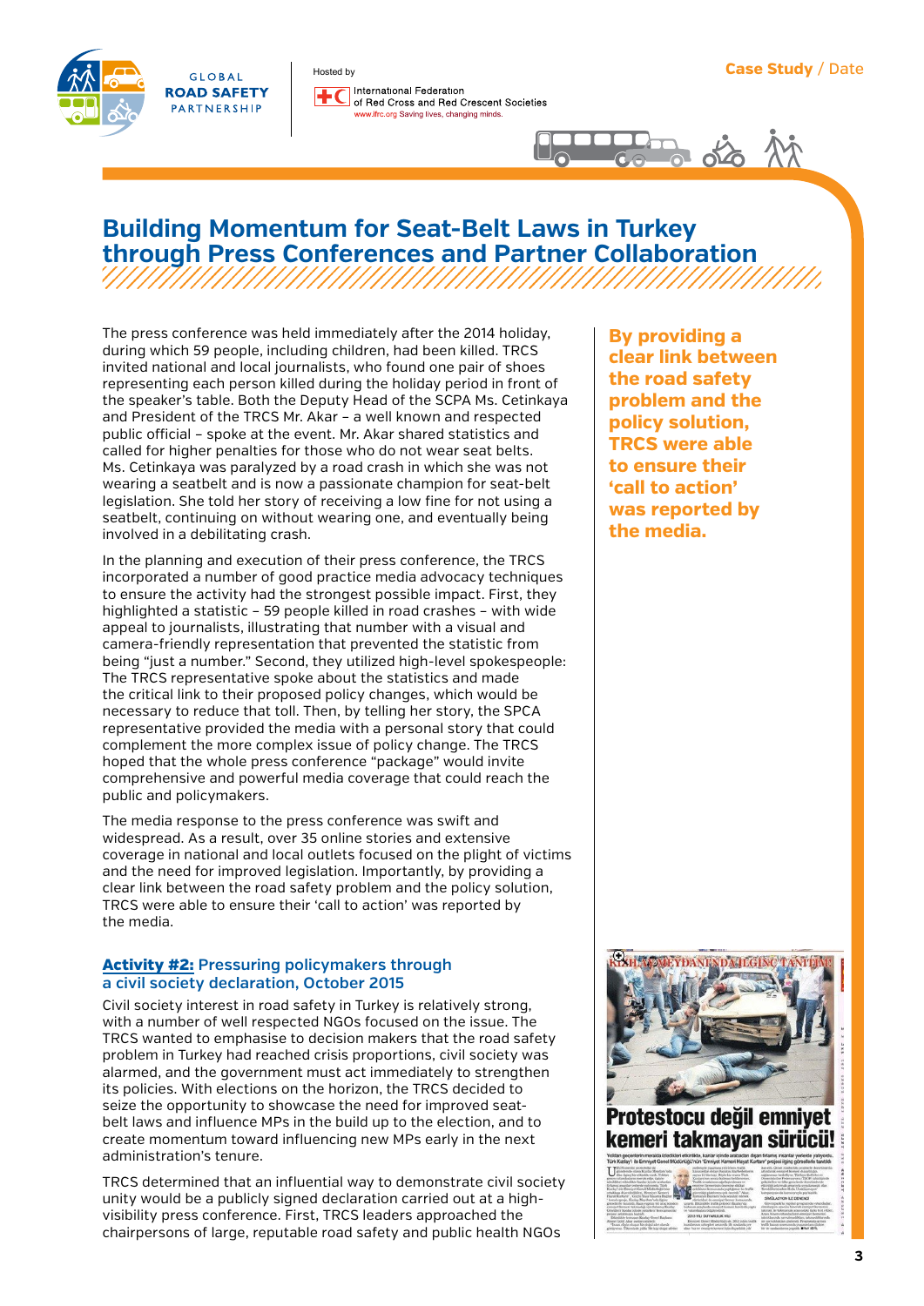# Building Momentum for Seat-Belt Laws in Turkey through Press Conferences and Partner Collaboration

The press conference was held immediately after the 2014 holiday, during which 59 people, including children, had been killed. TRCS invited national and local journalists, who found one pair of shoes representing each person killed during the holiday period in front of the speaker's table. Both the Deputy Head of the SCPA Ms. Cetinkaya and President of the TRCS Mr. Akar – a well known and respected public official – spoke at the event. Mr. Akar shared statistics and called for higher penalties for those who do not wear seat belts. Ms. Cetinkaya was paralyzed by a road crash in which she was not wearing a seatbelt and is now a passionate champion for seat-belt legislation. She told her story of receiving a low fine for not using a seatbelt, continuing on without wearing one, and eventually being involved in a debilitating crash.

In the planning and execution of their press conference, the TRCS incorporated a number of good practice media advocacy techniques to ensure the activity had the strongest possible impact. First, they highlighted a statistic – 59 people killed in road crashes – with wide appeal to journalists, illustrating that number with a visual and camera-friendly representation that prevented the statistic from being "just a number." Second, they utilized high-level spokespeople: The TRCS representative spoke about the statistics and made the critical link to their proposed policy changes, which would be necessary to reduce that toll. Then, by telling her story, the SPCA representative provided the media with a personal story that could complement the more complex issue of policy change. The TRCS hoped that the whole press conference "package" would invite comprehensive and powerful media coverage that could reach the public and policymakers.

The media response to the press conference was swift and widespread. As a result, over 35 online stories and extensive coverage in national and local outlets focused on the plight of victims and the need for improved legislation. Importantly, by providing a clear link between the road safety problem and the policy solution, TRCS were able to ensure their 'call to action' was reported by the media.

**By providing a clear link between the road safety problem and the policy solution, TRCS were able to ensure their 'call to action' was reported by the media.**

### Activity #2: Pressuring policymakers through a civil society declaration, October 2015

Civil society interest in road safety in Turkey is relatively strong, with a number of well respected NGOs focused on the issue. The TRCS wanted to emphasise to decision makers that the road safety problem in Turkey had reached crisis proportions, civil society was alarmed, and the government must act immediately to strengthen its policies. With elections on the horizon, the TRCS decided to seize the opportunity to showcase the need for improved seat-belt laws and influence MPs in the build up to the election, and to create momentum toward influencing new MPs early in the next administration's tenure.

TRCS determined that an influential way to demonstrate civil society unity would be a publicly signed declaration carried out at a high-visibility press conference. First, TRCS leaders approached the chairpersons of large, reputable road safety and public health NGOs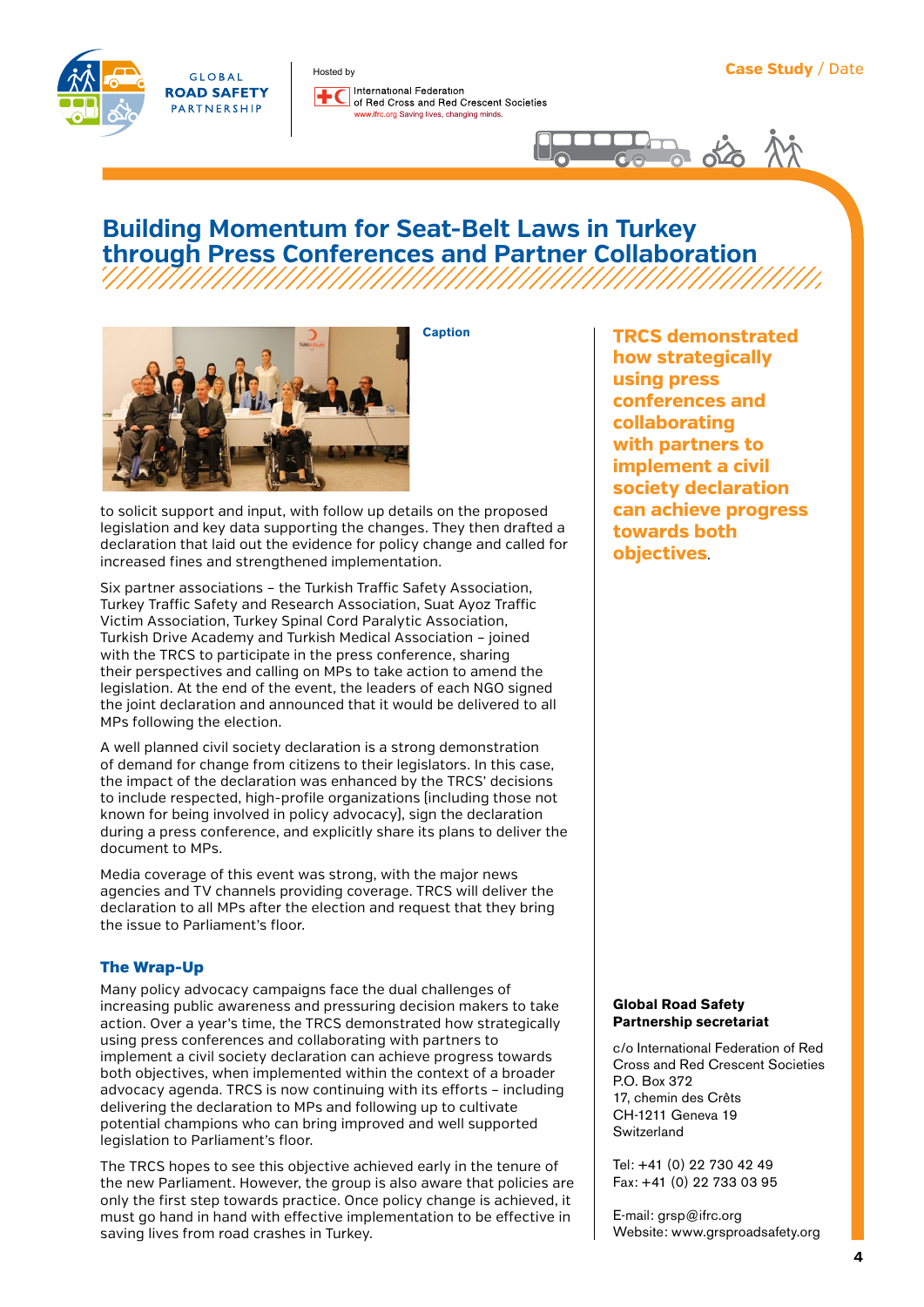# Building Momentum for Seat-Belt Laws in Turkey through Press Conferences and Partner Collaboration

Caption

to solicit support and input, with follow up details on the proposed legislation and key data supporting the changes. They then drafted a declaration that laid out the evidence for policy change and called for increased fines and strengthened implementation.

Six partner associations – the Turkish Traffic Safety Association, Turkey Traffic Safety and Research Association, Suat Ayoz Traffic Victim Association, Turkey Spinal Cord Paralytic Association, Turkish Drive Academy and Turkish Medical Association – joined with the TRCS to participate in the press conference, sharing their perspectives and calling on MPs to take action to amend the legislation. At the end of the event, the leaders of each NGO signed the joint declaration and announced that it would be delivered to all MPs following the election.

A well planned civil society declaration is a strong demonstration of demand for change from citizens to their legislators. In this case, the impact of the declaration was enhanced by the TRCS' decisions to include respected, high-profile organizations (including those not known for being involved in policy advocacy), sign the declaration during a press conference, and explicitly share its plans to deliver the document to MPs.

Media coverage of this event was strong, with the major news agencies and TV channels providing coverage. TRCS will deliver the declaration to all MPs after the election and request that they bring the issue to Parliament's floor.

### The Wrap-Up

Many policy advocacy campaigns face the dual challenges of increasing public awareness and pressuring decision makers to take action. Over a year's time, the TRCS demonstrated how strategically using press conferences and collaborating with partners to implement a civil society declaration can achieve progress towards both objectives, when implemented within the context of a broader advocacy agenda. TRCS is now continuing with its efforts – including delivering the declaration to MPs and following up to cultivate potential champions who can bring improved and well supported legislation to Parliament's floor.

The TRCS hopes to see this objective achieved early in the tenure of the new Parliament. However, the group is also aware that policies are only the first step towards practice. Once policy change is achieved, it must go hand in hand with effective implementation to be effective in saving lives from road crashes in Turkey.

**TRCS demonstrated how strategically using press conferences and collaborating with partners to implement a civil society declaration can achieve progress towards both objectives.**

**Global Road Safety Partnership secretariat**

c/o International Federation of Red Cross and Red Crescent Societies
P.O. Box 372
17, chemin des Crêts
CH-1211 Geneva 19
Switzerland

Tel: +41 (0) 22 730 42 49
Fax: +41 (0) 22 733 03 95

E-mail: grsp@ifrc.org
Website: www.grsproadsafety.org